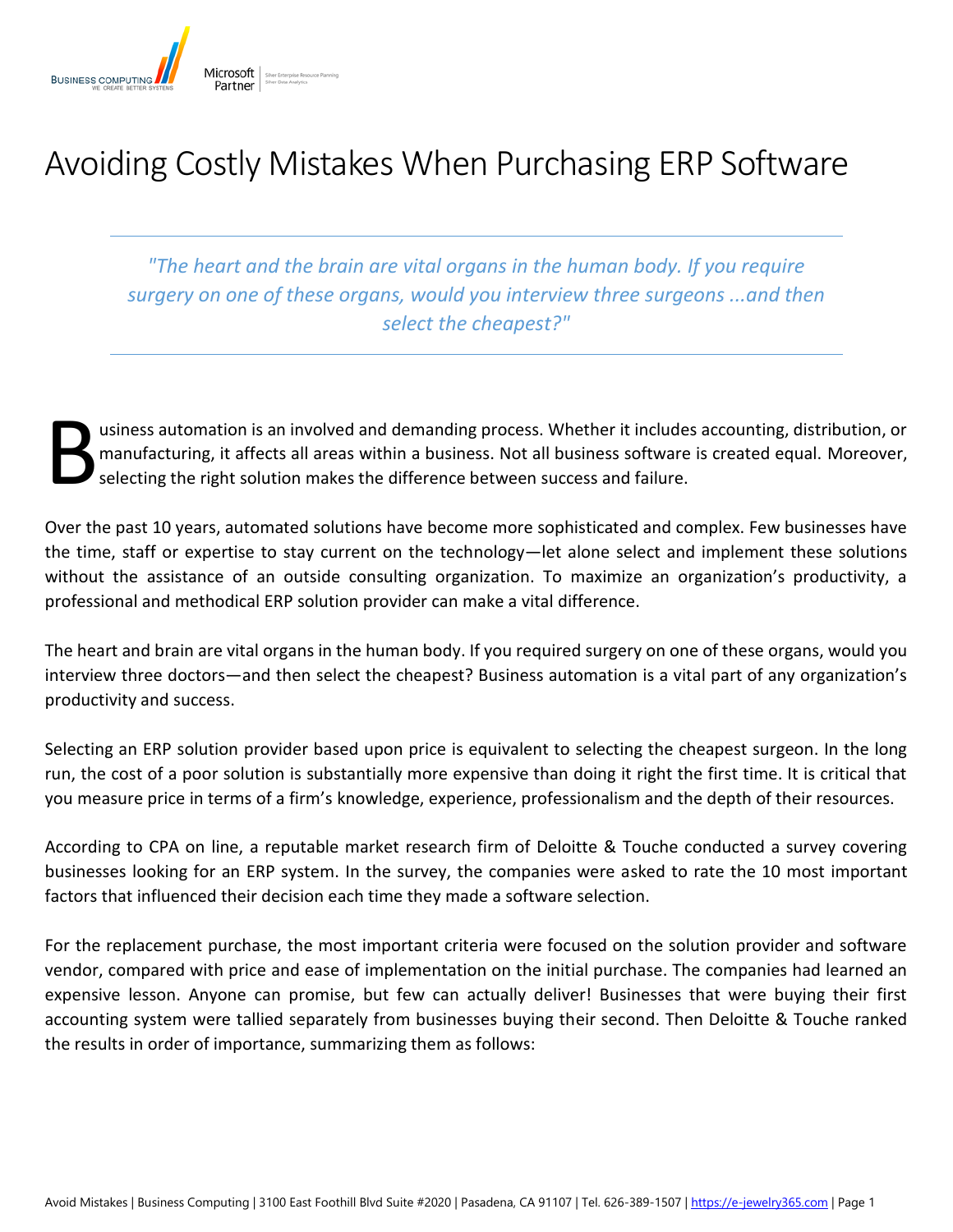# Avoiding Costly Mistakes When Purchasing ERP Software

---

*"The heart and the brain are vital organs in the human body. If you require surgery on one of these organs, would you interview three surgeons ...and then select the cheapest?"*

---

Business automation is an involved and demanding process. Whether it includes accounting, distribution, or manufacturing, it affects all areas within a business. Not all business software is created equal. Moreover, selecting the right solution makes the difference between success and failure.

Over the past 10 years, automated solutions have become more sophisticated and complex. Few businesses have the time, staff or expertise to stay current on the technology—let alone select and implement these solutions without the assistance of an outside consulting organization. To maximize an organization's productivity, a professional and methodical ERP solution provider can make a vital difference.

The heart and brain are vital organs in the human body. If you required surgery on one of these organs, would you interview three doctors—and then select the cheapest? Business automation is a vital part of any organization's productivity and success.

Selecting an ERP solution provider based upon price is equivalent to selecting the cheapest surgeon. In the long run, the cost of a poor solution is substantially more expensive than doing it right the first time. It is critical that you measure price in terms of a firm's knowledge, experience, professionalism and the depth of their resources.

According to CPA on line, a reputable market research firm of Deloitte & Touche conducted a survey covering businesses looking for an ERP system. In the survey, the companies were asked to rate the 10 most important factors that influenced their decision each time they made a software selection.

For the replacement purchase, the most important criteria were focused on the solution provider and software vendor, compared with price and ease of implementation on the initial purchase. The companies had learned an expensive lesson. Anyone can promise, but few can actually deliver! Businesses that were buying their first accounting system were tallied separately from businesses buying their second. Then Deloitte & Touche ranked the results in order of importance, summarizing them as follows: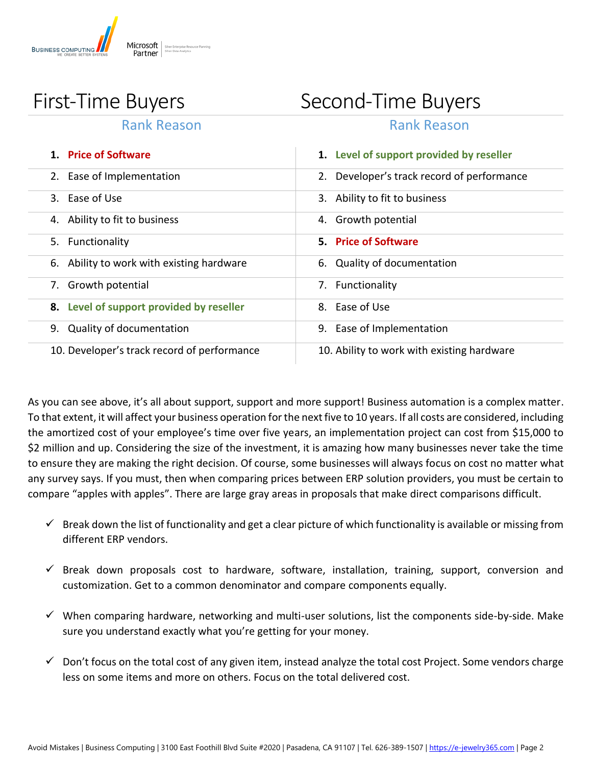| First-Time Buyers<br>Rank Reason | Second-Time Buyers<br>Rank Reason |
|---|---|
| **1. Price of Software** | **1. Level of support provided by reseller** |
| 2. Ease of Implementation | 2. Developer's track record of performance |
| 3. Ease of Use | 3. Ability to fit to business |
| 4. Ability to fit to business | 4. Growth potential |
| 5. Functionality | **5. Price of Software** |
| 6. Ability to work with existing hardware | 6. Quality of documentation |
| 7. Growth potential | 7. Functionality |
| **8. Level of support provided by reseller** | 8. Ease of Use |
| 9. Quality of documentation | 9. Ease of Implementation |
| 10. Developer's track record of performance | 10. Ability to work with existing hardware |

As you can see above, it's all about support, support and more support! Business automation is a complex matter. To that extent, it will affect your business operation for the next five to 10 years. If all costs are considered, including the amortized cost of your employee's time over five years, an implementation project can cost from $15,000 to $2 million and up. Considering the size of the investment, it is amazing how many businesses never take the time to ensure they are making the right decision. Of course, some businesses will always focus on cost no matter what any survey says. If you must, then when comparing prices between ERP solution providers, you must be certain to compare "apples with apples". There are large gray areas in proposals that make direct comparisons difficult.

- ✓ Break down the list of functionality and get a clear picture of which functionality is available or missing from different ERP vendors.
- ✓ Break down proposals cost to hardware, software, installation, training, support, conversion and customization. Get to a common denominator and compare components equally.
- ✓ When comparing hardware, networking and multi-user solutions, list the components side-by-side. Make sure you understand exactly what you're getting for your money.
- ✓ Don't focus on the total cost of any given item, instead analyze the total cost Project. Some vendors charge less on some items and more on others. Focus on the total delivered cost.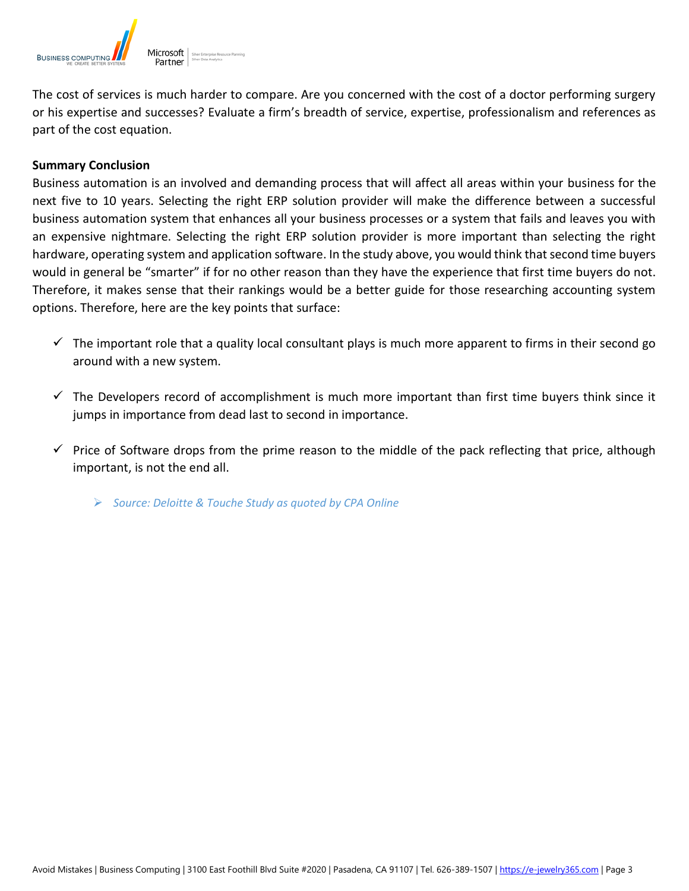The cost of services is much harder to compare. Are you concerned with the cost of a doctor performing surgery or his expertise and successes? Evaluate a firm's breadth of service, expertise, professionalism and references as part of the cost equation.

**Summary Conclusion**

Business automation is an involved and demanding process that will affect all areas within your business for the next five to 10 years. Selecting the right ERP solution provider will make the difference between a successful business automation system that enhances all your business processes or a system that fails and leaves you with an expensive nightmare. Selecting the right ERP solution provider is more important than selecting the right hardware, operating system and application software. In the study above, you would think that second time buyers would in general be "smarter" if for no other reason than they have the experience that first time buyers do not. Therefore, it makes sense that their rankings would be a better guide for those researching accounting system options. Therefore, here are the key points that surface:

- ✓ The important role that a quality local consultant plays is much more apparent to firms in their second go around with a new system.
- ✓ The Developers record of accomplishment is much more important than first time buyers think since it jumps in importance from dead last to second in importance.
- ✓ Price of Software drops from the prime reason to the middle of the pack reflecting that price, although important, is not the end all.

  - *Source: Deloitte & Touche Study as quoted by CPA Online*